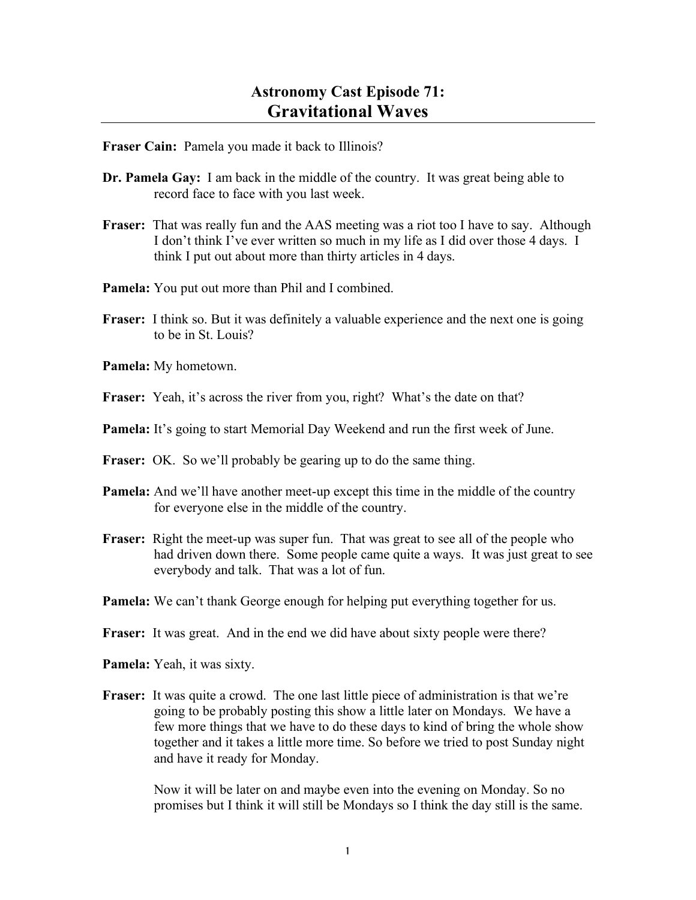# Astronomy Cast Episode 71:
## Gravitational Waves

**Fraser Cain:** Pamela you made it back to Illinois?

**Dr. Pamela Gay:** I am back in the middle of the country. It was great being able to record face to face with you last week.

**Fraser:** That was really fun and the AAS meeting was a riot too I have to say. Although I don't think I've ever written so much in my life as I did over those 4 days. I think I put out about more than thirty articles in 4 days.

**Pamela:** You put out more than Phil and I combined.

**Fraser:** I think so. But it was definitely a valuable experience and the next one is going to be in St. Louis?

**Pamela:** My hometown.

**Fraser:** Yeah, it's across the river from you, right? What's the date on that?

**Pamela:** It's going to start Memorial Day Weekend and run the first week of June.

**Fraser:** OK. So we'll probably be gearing up to do the same thing.

**Pamela:** And we'll have another meet-up except this time in the middle of the country for everyone else in the middle of the country.

**Fraser:** Right the meet-up was super fun. That was great to see all of the people who had driven down there. Some people came quite a ways. It was just great to see everybody and talk. That was a lot of fun.

**Pamela:** We can't thank George enough for helping put everything together for us.

**Fraser:** It was great. And in the end we did have about sixty people were there?

**Pamela:** Yeah, it was sixty.

**Fraser:** It was quite a crowd. The one last little piece of administration is that we're going to be probably posting this show a little later on Mondays. We have a few more things that we have to do these days to kind of bring the whole show together and it takes a little more time. So before we tried to post Sunday night and have it ready for Monday.

Now it will be later on and maybe even into the evening on Monday. So no promises but I think it will still be Mondays so I think the day still is the same.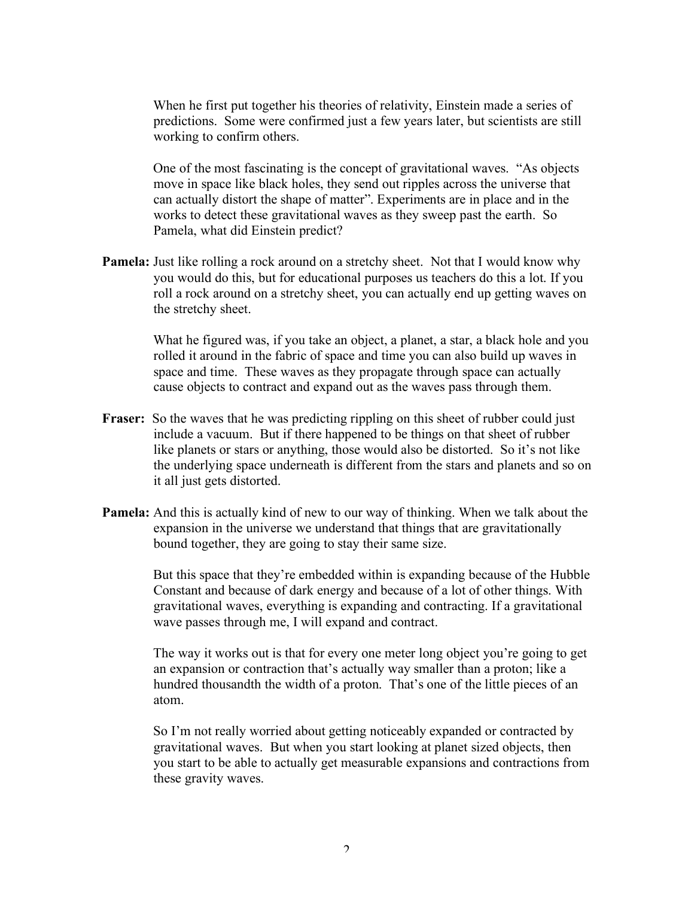When he first put together his theories of relativity, Einstein made a series of predictions. Some were confirmed just a few years later, but scientists are still working to confirm others.

One of the most fascinating is the concept of gravitational waves. "As objects move in space like black holes, they send out ripples across the universe that can actually distort the shape of matter". Experiments are in place and in the works to detect these gravitational waves as they sweep past the earth. So Pamela, what did Einstein predict?

**Pamela:** Just like rolling a rock around on a stretchy sheet. Not that I would know why you would do this, but for educational purposes us teachers do this a lot. If you roll a rock around on a stretchy sheet, you can actually end up getting waves on the stretchy sheet.

What he figured was, if you take an object, a planet, a star, a black hole and you rolled it around in the fabric of space and time you can also build up waves in space and time. These waves as they propagate through space can actually cause objects to contract and expand out as the waves pass through them.

**Fraser:** So the waves that he was predicting rippling on this sheet of rubber could just include a vacuum. But if there happened to be things on that sheet of rubber like planets or stars or anything, those would also be distorted. So it's not like the underlying space underneath is different from the stars and planets and so on it all just gets distorted.

**Pamela:** And this is actually kind of new to our way of thinking. When we talk about the expansion in the universe we understand that things that are gravitationally bound together, they are going to stay their same size.

But this space that they're embedded within is expanding because of the Hubble Constant and because of dark energy and because of a lot of other things. With gravitational waves, everything is expanding and contracting. If a gravitational wave passes through me, I will expand and contract.

The way it works out is that for every one meter long object you're going to get an expansion or contraction that's actually way smaller than a proton; like a hundred thousandth the width of a proton. That's one of the little pieces of an atom.

So I'm not really worried about getting noticeably expanded or contracted by gravitational waves. But when you start looking at planet sized objects, then you start to be able to actually get measurable expansions and contractions from these gravity waves.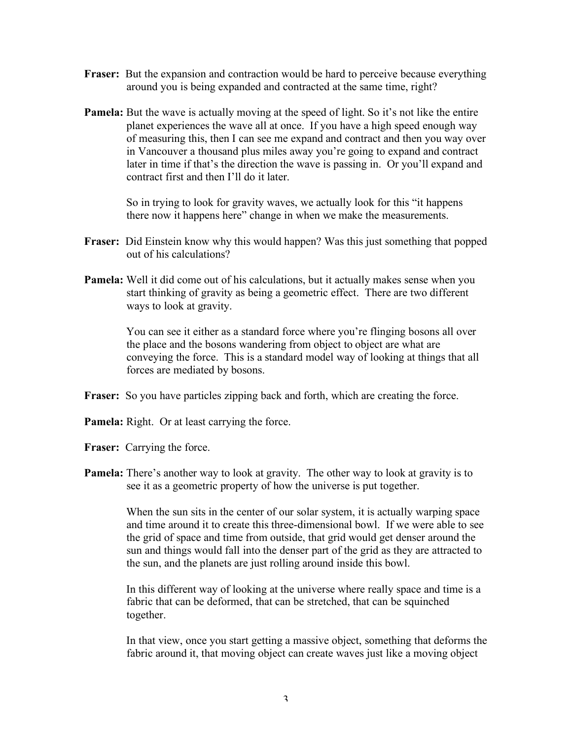**Fraser:** But the expansion and contraction would be hard to perceive because everything around you is being expanded and contracted at the same time, right?

**Pamela:** But the wave is actually moving at the speed of light. So it's not like the entire planet experiences the wave all at once. If you have a high speed enough way of measuring this, then I can see me expand and contract and then you way over in Vancouver a thousand plus miles away you're going to expand and contract later in time if that's the direction the wave is passing in. Or you'll expand and contract first and then I'll do it later.

So in trying to look for gravity waves, we actually look for this "it happens there now it happens here" change in when we make the measurements.

**Fraser:** Did Einstein know why this would happen? Was this just something that popped out of his calculations?

**Pamela:** Well it did come out of his calculations, but it actually makes sense when you start thinking of gravity as being a geometric effect. There are two different ways to look at gravity.

You can see it either as a standard force where you're flinging bosons all over the place and the bosons wandering from object to object are what are conveying the force. This is a standard model way of looking at things that all forces are mediated by bosons.

**Fraser:** So you have particles zipping back and forth, which are creating the force.

**Pamela:** Right. Or at least carrying the force.

**Fraser:** Carrying the force.

**Pamela:** There's another way to look at gravity. The other way to look at gravity is to see it as a geometric property of how the universe is put together.

When the sun sits in the center of our solar system, it is actually warping space and time around it to create this three-dimensional bowl. If we were able to see the grid of space and time from outside, that grid would get denser around the sun and things would fall into the denser part of the grid as they are attracted to the sun, and the planets are just rolling around inside this bowl.

In this different way of looking at the universe where really space and time is a fabric that can be deformed, that can be stretched, that can be squinched together.

In that view, once you start getting a massive object, something that deforms the fabric around it, that moving object can create waves just like a moving object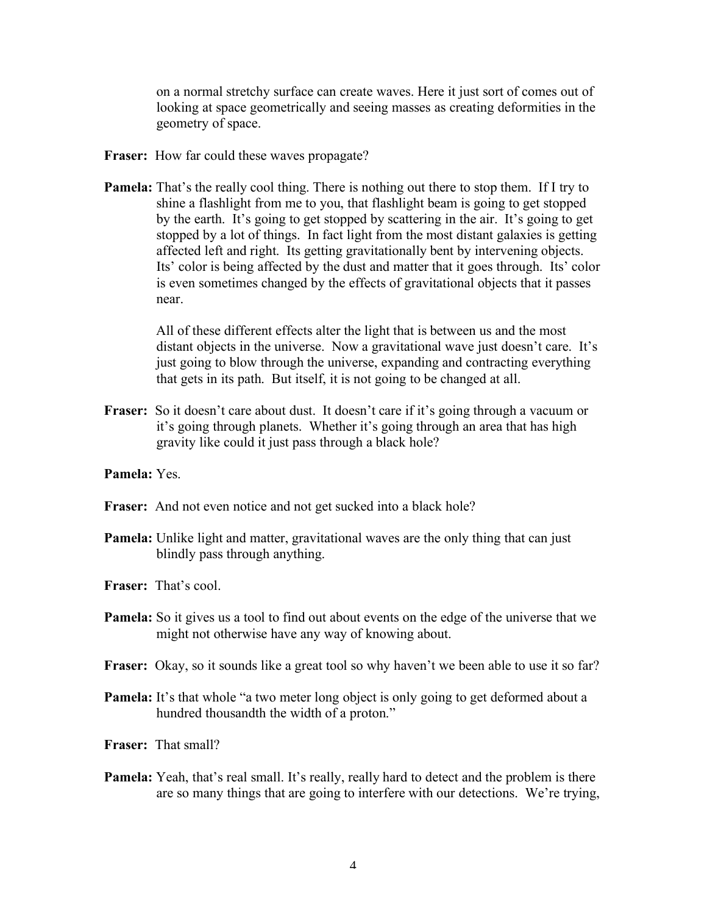on a normal stretchy surface can create waves. Here it just sort of comes out of looking at space geometrically and seeing masses as creating deformities in the geometry of space.

**Fraser:** How far could these waves propagate?

**Pamela:** That's the really cool thing. There is nothing out there to stop them. If I try to shine a flashlight from me to you, that flashlight beam is going to get stopped by the earth. It's going to get stopped by scattering in the air. It's going to get stopped by a lot of things. In fact light from the most distant galaxies is getting affected left and right. Its getting gravitationally bent by intervening objects. Its' color is being affected by the dust and matter that it goes through. Its' color is even sometimes changed by the effects of gravitational objects that it passes near.

All of these different effects alter the light that is between us and the most distant objects in the universe. Now a gravitational wave just doesn't care. It's just going to blow through the universe, expanding and contracting everything that gets in its path. But itself, it is not going to be changed at all.

**Fraser:** So it doesn't care about dust. It doesn't care if it's going through a vacuum or it's going through planets. Whether it's going through an area that has high gravity like could it just pass through a black hole?

**Pamela:** Yes.

**Fraser:** And not even notice and not get sucked into a black hole?

**Pamela:** Unlike light and matter, gravitational waves are the only thing that can just blindly pass through anything.

**Fraser:** That's cool.

**Pamela:** So it gives us a tool to find out about events on the edge of the universe that we might not otherwise have any way of knowing about.

**Fraser:** Okay, so it sounds like a great tool so why haven't we been able to use it so far?

**Pamela:** It's that whole "a two meter long object is only going to get deformed about a hundred thousandth the width of a proton."

**Fraser:** That small?

**Pamela:** Yeah, that's real small. It's really, really hard to detect and the problem is there are so many things that are going to interfere with our detections. We're trying,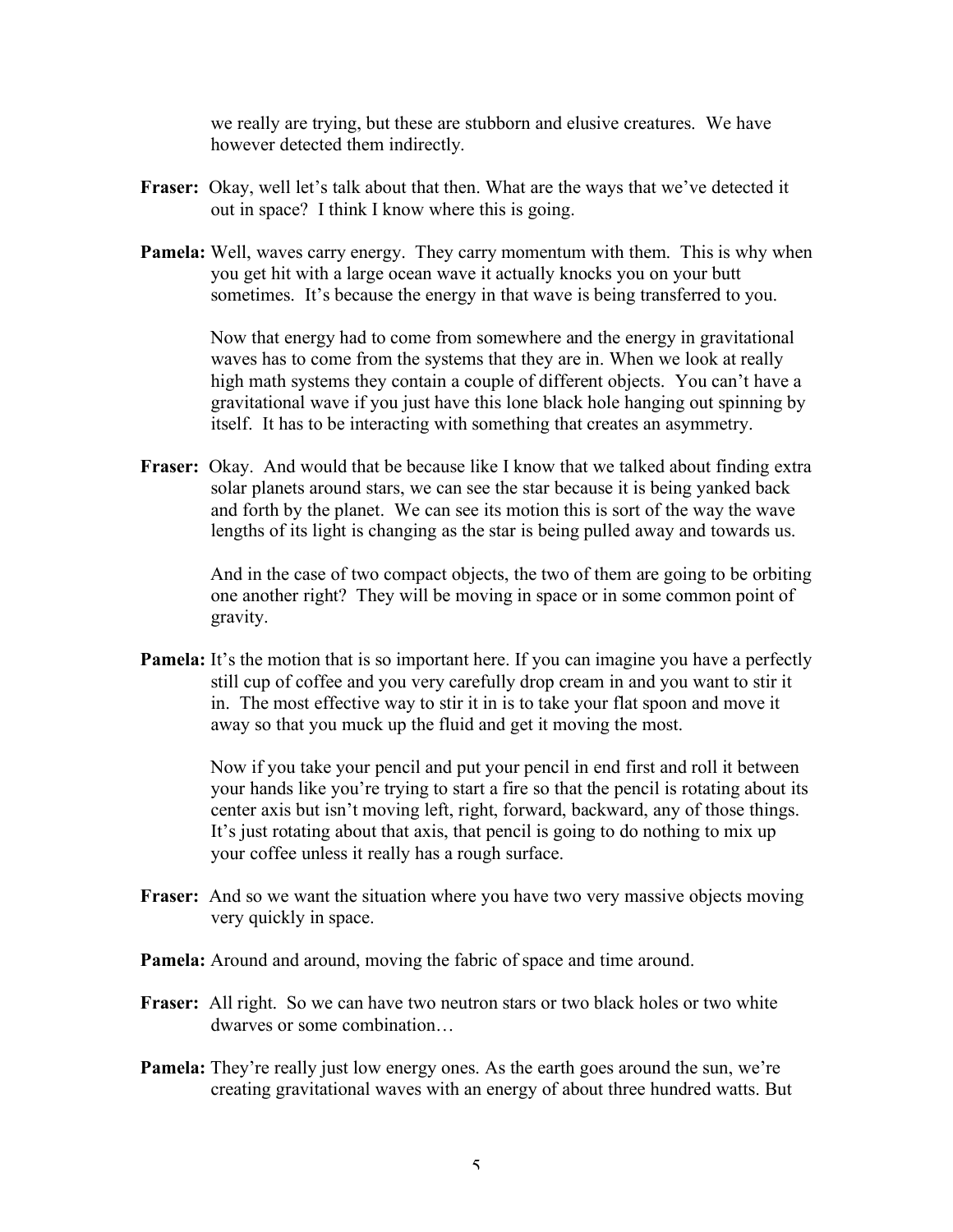we really are trying, but these are stubborn and elusive creatures. We have however detected them indirectly.

**Fraser:** Okay, well let's talk about that then. What are the ways that we've detected it out in space? I think I know where this is going.

**Pamela:** Well, waves carry energy. They carry momentum with them. This is why when you get hit with a large ocean wave it actually knocks you on your butt sometimes. It's because the energy in that wave is being transferred to you.

Now that energy had to come from somewhere and the energy in gravitational waves has to come from the systems that they are in. When we look at really high math systems they contain a couple of different objects. You can't have a gravitational wave if you just have this lone black hole hanging out spinning by itself. It has to be interacting with something that creates an asymmetry.

**Fraser:** Okay. And would that be because like I know that we talked about finding extra solar planets around stars, we can see the star because it is being yanked back and forth by the planet. We can see its motion this is sort of the way the wave lengths of its light is changing as the star is being pulled away and towards us.

And in the case of two compact objects, the two of them are going to be orbiting one another right? They will be moving in space or in some common point of gravity.

**Pamela:** It's the motion that is so important here. If you can imagine you have a perfectly still cup of coffee and you very carefully drop cream in and you want to stir it in. The most effective way to stir it in is to take your flat spoon and move it away so that you muck up the fluid and get it moving the most.

Now if you take your pencil and put your pencil in end first and roll it between your hands like you're trying to start a fire so that the pencil is rotating about its center axis but isn't moving left, right, forward, backward, any of those things. It's just rotating about that axis, that pencil is going to do nothing to mix up your coffee unless it really has a rough surface.

**Fraser:** And so we want the situation where you have two very massive objects moving very quickly in space.

**Pamela:** Around and around, moving the fabric of space and time around.

**Fraser:** All right. So we can have two neutron stars or two black holes or two white dwarves or some combination…

**Pamela:** They're really just low energy ones. As the earth goes around the sun, we're creating gravitational waves with an energy of about three hundred watts. But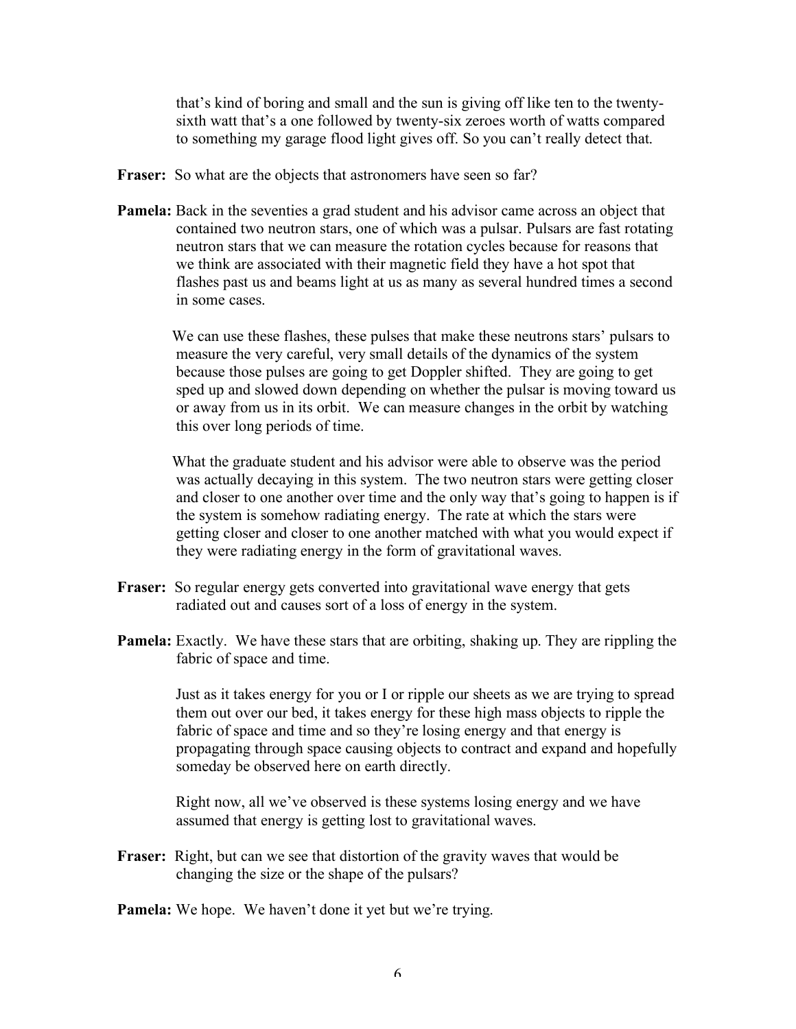that's kind of boring and small and the sun is giving off like ten to the twenty-sixth watt that's a one followed by twenty-six zeroes worth of watts compared to something my garage flood light gives off. So you can't really detect that.

**Fraser:** So what are the objects that astronomers have seen so far?

**Pamela:** Back in the seventies a grad student and his advisor came across an object that contained two neutron stars, one of which was a pulsar. Pulsars are fast rotating neutron stars that we can measure the rotation cycles because for reasons that we think are associated with their magnetic field they have a hot spot that flashes past us and beams light at us as many as several hundred times a second in some cases.

We can use these flashes, these pulses that make these neutrons stars' pulsars to measure the very careful, very small details of the dynamics of the system because those pulses are going to get Doppler shifted. They are going to get sped up and slowed down depending on whether the pulsar is moving toward us or away from us in its orbit. We can measure changes in the orbit by watching this over long periods of time.

What the graduate student and his advisor were able to observe was the period was actually decaying in this system. The two neutron stars were getting closer and closer to one another over time and the only way that's going to happen is if the system is somehow radiating energy. The rate at which the stars were getting closer and closer to one another matched with what you would expect if they were radiating energy in the form of gravitational waves.

**Fraser:** So regular energy gets converted into gravitational wave energy that gets radiated out and causes sort of a loss of energy in the system.

**Pamela:** Exactly. We have these stars that are orbiting, shaking up. They are rippling the fabric of space and time.

Just as it takes energy for you or I or ripple our sheets as we are trying to spread them out over our bed, it takes energy for these high mass objects to ripple the fabric of space and time and so they're losing energy and that energy is propagating through space causing objects to contract and expand and hopefully someday be observed here on earth directly.

Right now, all we've observed is these systems losing energy and we have assumed that energy is getting lost to gravitational waves.

**Fraser:** Right, but can we see that distortion of the gravity waves that would be changing the size or the shape of the pulsars?

**Pamela:** We hope. We haven't done it yet but we're trying.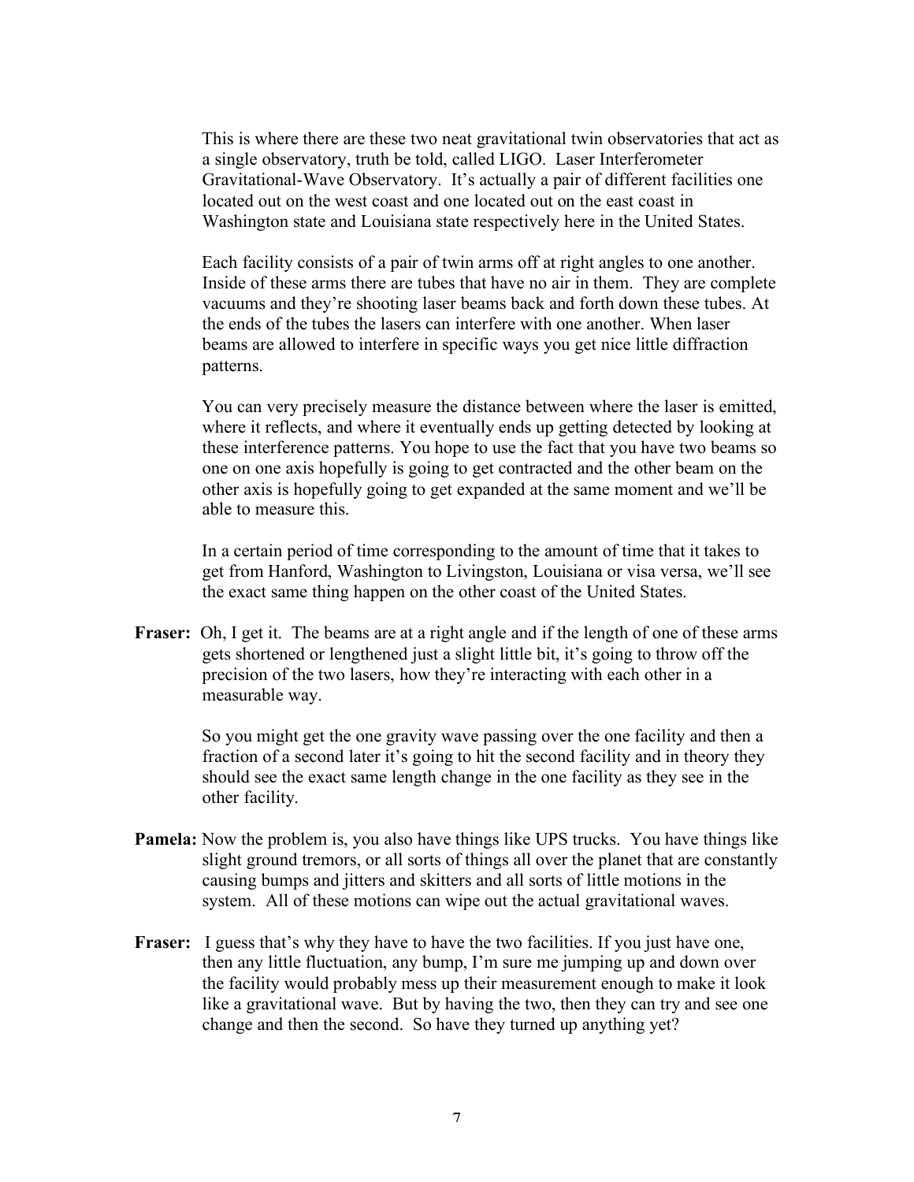This is where there are these two neat gravitational twin observatories that act as a single observatory, truth be told, called LIGO. Laser Interferometer Gravitational-Wave Observatory. It's actually a pair of different facilities one located out on the west coast and one located out on the east coast in Washington state and Louisiana state respectively here in the United States.

Each facility consists of a pair of twin arms off at right angles to one another. Inside of these arms there are tubes that have no air in them. They are complete vacuums and they're shooting laser beams back and forth down these tubes. At the ends of the tubes the lasers can interfere with one another. When laser beams are allowed to interfere in specific ways you get nice little diffraction patterns.

You can very precisely measure the distance between where the laser is emitted, where it reflects, and where it eventually ends up getting detected by looking at these interference patterns. You hope to use the fact that you have two beams so one on one axis hopefully is going to get contracted and the other beam on the other axis is hopefully going to get expanded at the same moment and we'll be able to measure this.

In a certain period of time corresponding to the amount of time that it takes to get from Hanford, Washington to Livingston, Louisiana or visa versa, we'll see the exact same thing happen on the other coast of the United States.

**Fraser:** Oh, I get it. The beams are at a right angle and if the length of one of these arms gets shortened or lengthened just a slight little bit, it's going to throw off the precision of the two lasers, how they're interacting with each other in a measurable way.

So you might get the one gravity wave passing over the one facility and then a fraction of a second later it's going to hit the second facility and in theory they should see the exact same length change in the one facility as they see in the other facility.

**Pamela:** Now the problem is, you also have things like UPS trucks. You have things like slight ground tremors, or all sorts of things all over the planet that are constantly causing bumps and jitters and skitters and all sorts of little motions in the system. All of these motions can wipe out the actual gravitational waves.

**Fraser:** I guess that's why they have to have the two facilities. If you just have one, then any little fluctuation, any bump, I'm sure me jumping up and down over the facility would probably mess up their measurement enough to make it look like a gravitational wave. But by having the two, then they can try and see one change and then the second. So have they turned up anything yet?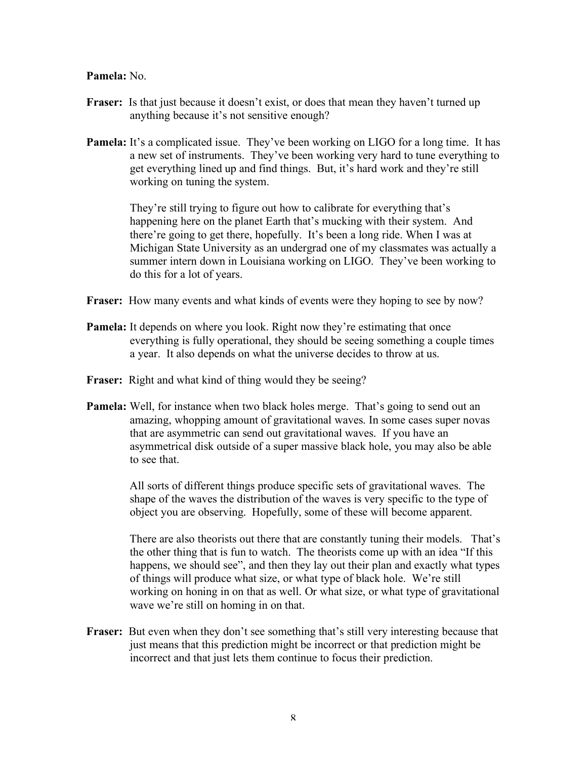**Pamela:** No.

**Fraser:** Is that just because it doesn't exist, or does that mean they haven't turned up anything because it's not sensitive enough?

**Pamela:** It's a complicated issue. They've been working on LIGO for a long time. It has a new set of instruments. They've been working very hard to tune everything to get everything lined up and find things. But, it's hard work and they're still working on tuning the system.

They're still trying to figure out how to calibrate for everything that's happening here on the planet Earth that's mucking with their system. And there're going to get there, hopefully. It's been a long ride. When I was at Michigan State University as an undergrad one of my classmates was actually a summer intern down in Louisiana working on LIGO. They've been working to do this for a lot of years.

**Fraser:** How many events and what kinds of events were they hoping to see by now?

**Pamela:** It depends on where you look. Right now they're estimating that once everything is fully operational, they should be seeing something a couple times a year. It also depends on what the universe decides to throw at us.

**Fraser:** Right and what kind of thing would they be seeing?

**Pamela:** Well, for instance when two black holes merge. That's going to send out an amazing, whopping amount of gravitational waves. In some cases super novas that are asymmetric can send out gravitational waves. If you have an asymmetrical disk outside of a super massive black hole, you may also be able to see that.

All sorts of different things produce specific sets of gravitational waves. The shape of the waves the distribution of the waves is very specific to the type of object you are observing. Hopefully, some of these will become apparent.

There are also theorists out there that are constantly tuning their models. That's the other thing that is fun to watch. The theorists come up with an idea "If this happens, we should see", and then they lay out their plan and exactly what types of things will produce what size, or what type of black hole. We're still working on honing in on that as well. Or what size, or what type of gravitational wave we're still on homing in on that.

**Fraser:** But even when they don't see something that's still very interesting because that just means that this prediction might be incorrect or that prediction might be incorrect and that just lets them continue to focus their prediction.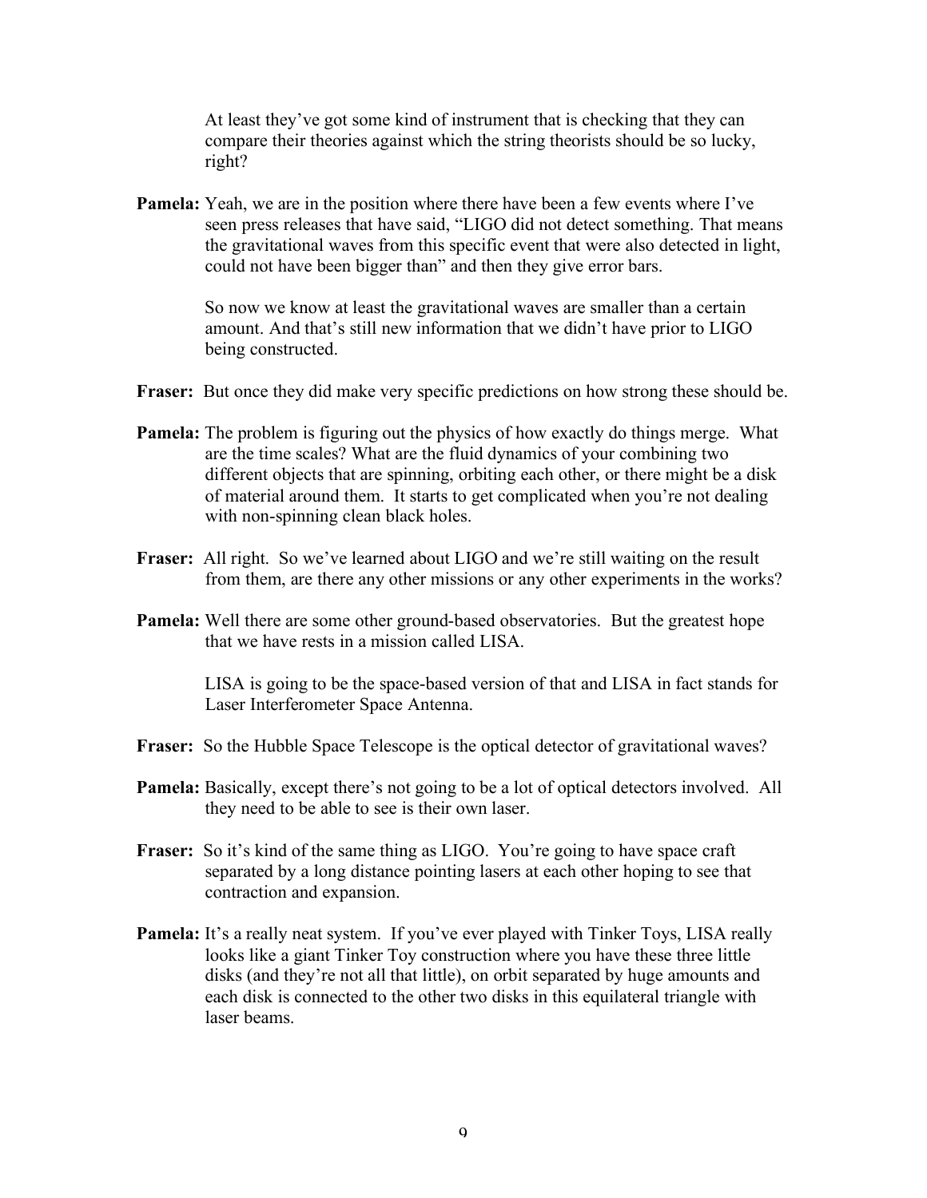At least they've got some kind of instrument that is checking that they can compare their theories against which the string theorists should be so lucky, right?

**Pamela:** Yeah, we are in the position where there have been a few events where I've seen press releases that have said, "LIGO did not detect something. That means the gravitational waves from this specific event that were also detected in light, could not have been bigger than" and then they give error bars.

So now we know at least the gravitational waves are smaller than a certain amount. And that's still new information that we didn't have prior to LIGO being constructed.

**Fraser:** But once they did make very specific predictions on how strong these should be.

**Pamela:** The problem is figuring out the physics of how exactly do things merge. What are the time scales? What are the fluid dynamics of your combining two different objects that are spinning, orbiting each other, or there might be a disk of material around them. It starts to get complicated when you're not dealing with non-spinning clean black holes.

**Fraser:** All right. So we've learned about LIGO and we're still waiting on the result from them, are there any other missions or any other experiments in the works?

**Pamela:** Well there are some other ground-based observatories. But the greatest hope that we have rests in a mission called LISA.

LISA is going to be the space-based version of that and LISA in fact stands for Laser Interferometer Space Antenna.

**Fraser:** So the Hubble Space Telescope is the optical detector of gravitational waves?

**Pamela:** Basically, except there's not going to be a lot of optical detectors involved. All they need to be able to see is their own laser.

**Fraser:** So it's kind of the same thing as LIGO. You're going to have space craft separated by a long distance pointing lasers at each other hoping to see that contraction and expansion.

**Pamela:** It's a really neat system. If you've ever played with Tinker Toys, LISA really looks like a giant Tinker Toy construction where you have these three little disks (and they're not all that little), on orbit separated by huge amounts and each disk is connected to the other two disks in this equilateral triangle with laser beams.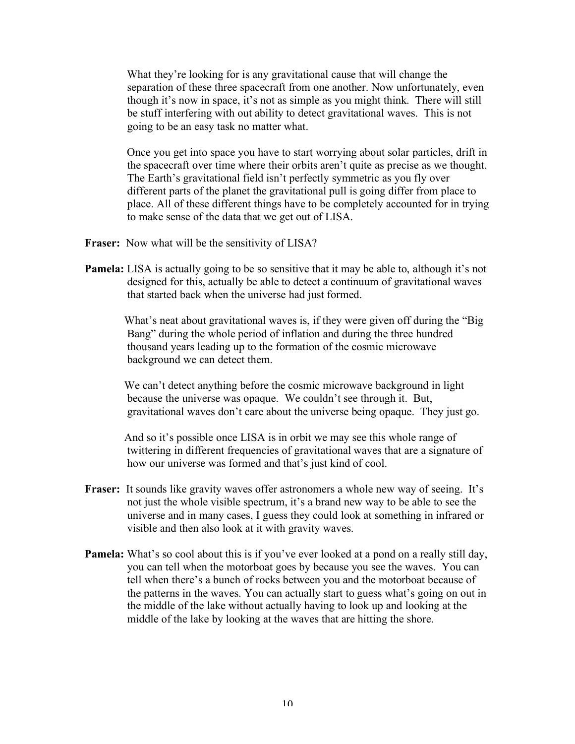What they're looking for is any gravitational cause that will change the separation of these three spacecraft from one another. Now unfortunately, even though it's now in space, it's not as simple as you might think. There will still be stuff interfering with out ability to detect gravitational waves. This is not going to be an easy task no matter what.

Once you get into space you have to start worrying about solar particles, drift in the spacecraft over time where their orbits aren't quite as precise as we thought. The Earth's gravitational field isn't perfectly symmetric as you fly over different parts of the planet the gravitational pull is going differ from place to place. All of these different things have to be completely accounted for in trying to make sense of the data that we get out of LISA.

**Fraser:** Now what will be the sensitivity of LISA?

**Pamela:** LISA is actually going to be so sensitive that it may be able to, although it's not designed for this, actually be able to detect a continuum of gravitational waves that started back when the universe had just formed.

What's neat about gravitational waves is, if they were given off during the "Big Bang" during the whole period of inflation and during the three hundred thousand years leading up to the formation of the cosmic microwave background we can detect them.

We can't detect anything before the cosmic microwave background in light because the universe was opaque. We couldn't see through it. But, gravitational waves don't care about the universe being opaque. They just go.

And so it's possible once LISA is in orbit we may see this whole range of twittering in different frequencies of gravitational waves that are a signature of how our universe was formed and that's just kind of cool.

**Fraser:** It sounds like gravity waves offer astronomers a whole new way of seeing. It's not just the whole visible spectrum, it's a brand new way to be able to see the universe and in many cases, I guess they could look at something in infrared or visible and then also look at it with gravity waves.

**Pamela:** What's so cool about this is if you've ever looked at a pond on a really still day, you can tell when the motorboat goes by because you see the waves. You can tell when there's a bunch of rocks between you and the motorboat because of the patterns in the waves. You can actually start to guess what's going on out in the middle of the lake without actually having to look up and looking at the middle of the lake by looking at the waves that are hitting the shore.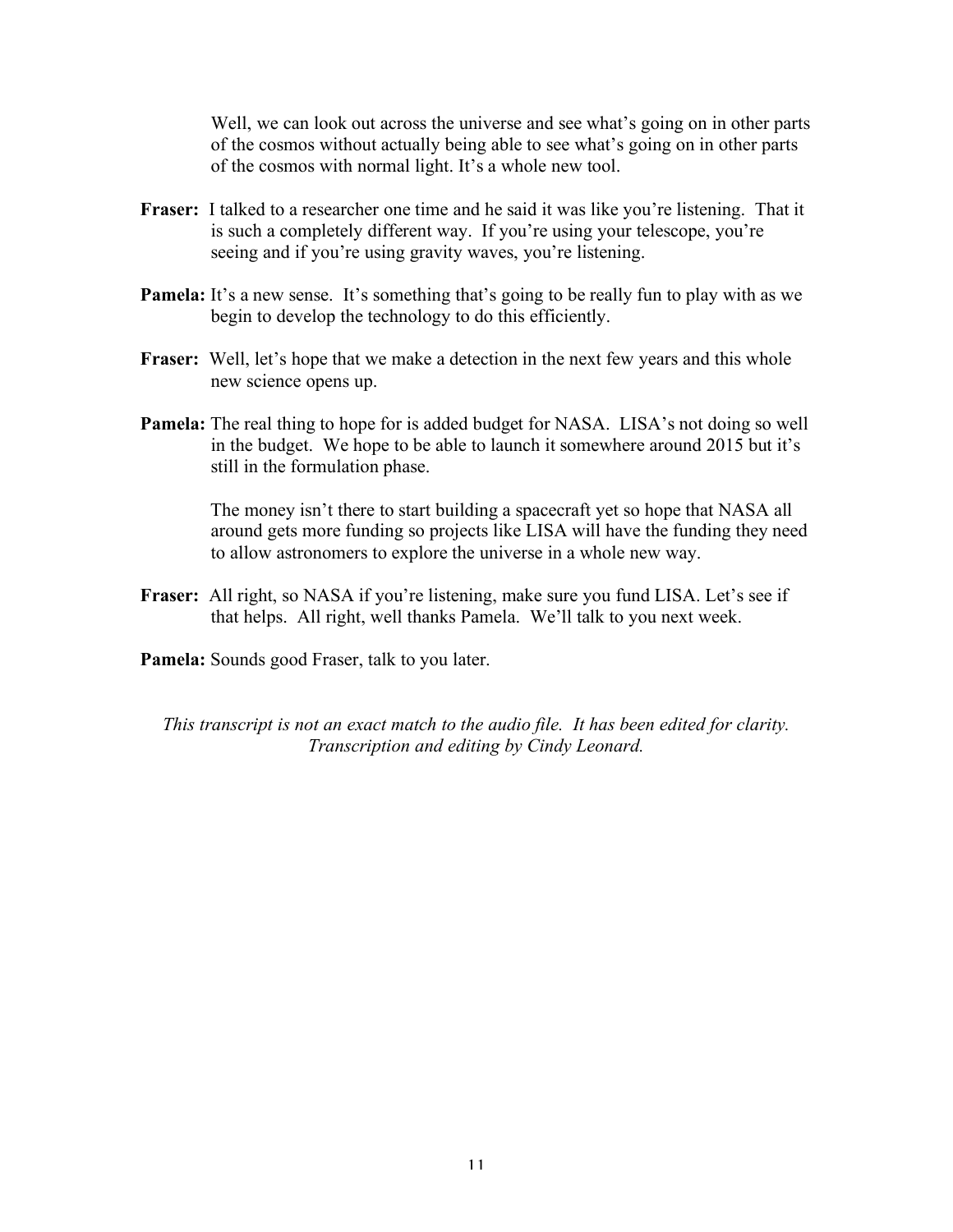Well, we can look out across the universe and see what's going on in other parts of the cosmos without actually being able to see what's going on in other parts of the cosmos with normal light. It's a whole new tool.

**Fraser:** I talked to a researcher one time and he said it was like you're listening. That it is such a completely different way. If you're using your telescope, you're seeing and if you're using gravity waves, you're listening.

**Pamela:** It's a new sense. It's something that's going to be really fun to play with as we begin to develop the technology to do this efficiently.

**Fraser:** Well, let's hope that we make a detection in the next few years and this whole new science opens up.

**Pamela:** The real thing to hope for is added budget for NASA. LISA's not doing so well in the budget. We hope to be able to launch it somewhere around 2015 but it's still in the formulation phase.

The money isn't there to start building a spacecraft yet so hope that NASA all around gets more funding so projects like LISA will have the funding they need to allow astronomers to explore the universe in a whole new way.

**Fraser:** All right, so NASA if you're listening, make sure you fund LISA. Let's see if that helps. All right, well thanks Pamela. We'll talk to you next week.

**Pamela:** Sounds good Fraser, talk to you later.

*This transcript is not an exact match to the audio file. It has been edited for clarity. Transcription and editing by Cindy Leonard.*